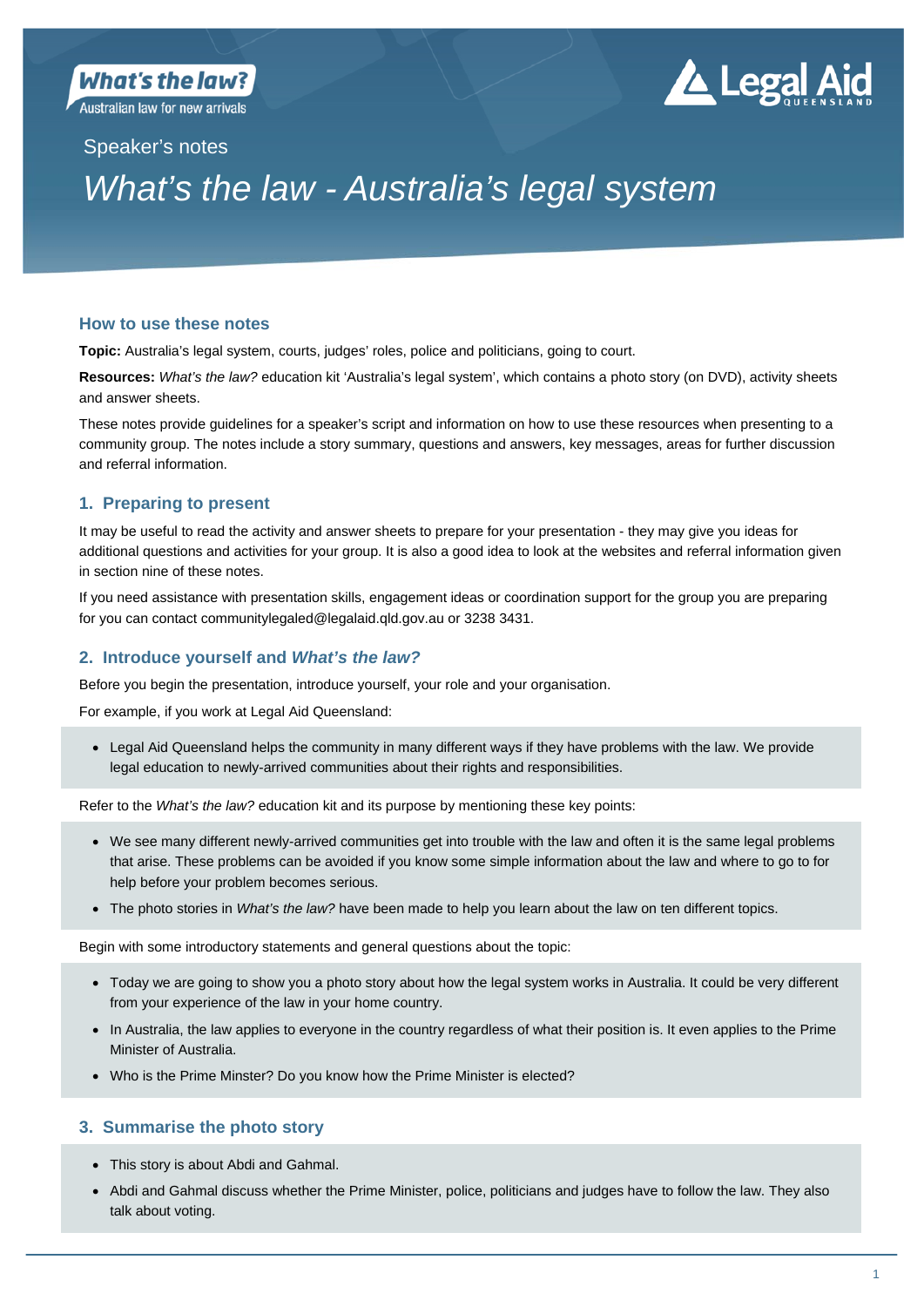What's the law?
Australian law for new arrivals

Legal Aid QUEENSLAND

Speaker's notes

# *What's the law - Australia's legal system*

## How to use these notes

**Topic:** Australia's legal system, courts, judges' roles, police and politicians, going to court.

**Resources:** *What's the law?* education kit 'Australia's legal system', which contains a photo story (on DVD), activity sheets and answer sheets.

These notes provide guidelines for a speaker's script and information on how to use these resources when presenting to a community group. The notes include a story summary, questions and answers, key messages, areas for further discussion and referral information.

## 1. Preparing to present

It may be useful to read the activity and answer sheets to prepare for your presentation - they may give you ideas for additional questions and activities for your group. It is also a good idea to look at the websites and referral information given in section nine of these notes.

If you need assistance with presentation skills, engagement ideas or coordination support for the group you are preparing for you can contact communitylegaled@legalaid.qld.gov.au or 3238 3431.

## 2. Introduce yourself and *What's the law?*

Before you begin the presentation, introduce yourself, your role and your organisation.

For example, if you work at Legal Aid Queensland:

- Legal Aid Queensland helps the community in many different ways if they have problems with the law. We provide legal education to newly-arrived communities about their rights and responsibilities.

Refer to the *What's the law?* education kit and its purpose by mentioning these key points:

- We see many different newly-arrived communities get into trouble with the law and often it is the same legal problems that arise. These problems can be avoided if you know some simple information about the law and where to go to for help before your problem becomes serious.
- The photo stories in *What's the law?* have been made to help you learn about the law on ten different topics.

Begin with some introductory statements and general questions about the topic:

- Today we are going to show you a photo story about how the legal system works in Australia. It could be very different from your experience of the law in your home country.
- In Australia, the law applies to everyone in the country regardless of what their position is. It even applies to the Prime Minister of Australia.
- Who is the Prime Minster? Do you know how the Prime Minister is elected?

## 3. Summarise the photo story

- This story is about Abdi and Gahmal.
- Abdi and Gahmal discuss whether the Prime Minister, police, politicians and judges have to follow the law. They also talk about voting.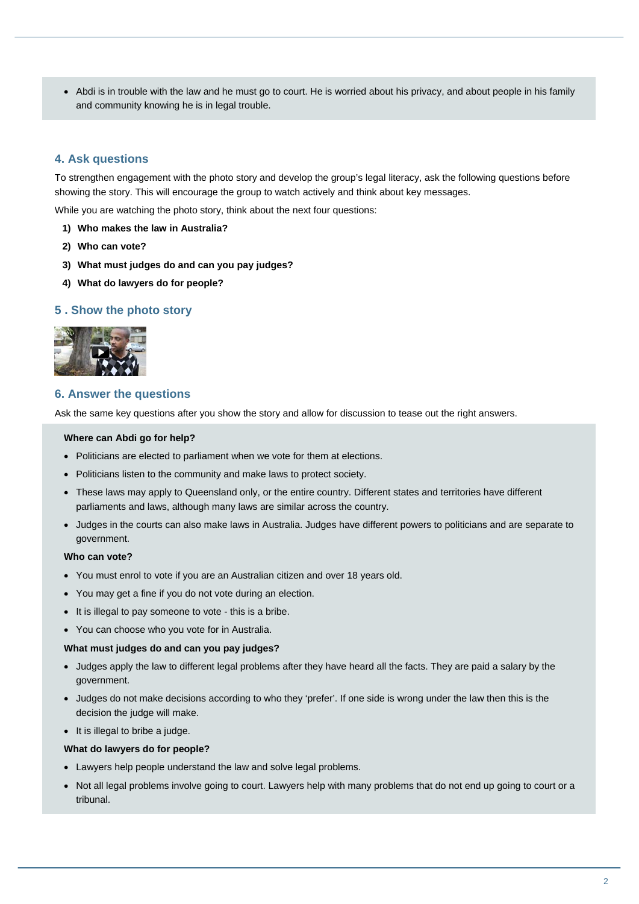- Abdi is in trouble with the law and he must go to court. He is worried about his privacy, and about people in his family and community knowing he is in legal trouble.

## 4. Ask questions

To strengthen engagement with the photo story and develop the group's legal literacy, ask the following questions before showing the story. This will encourage the group to watch actively and think about key messages.

While you are watching the photo story, think about the next four questions:

1) **Who makes the law in Australia?**
2) **Who can vote?**
3) **What must judges do and can you pay judges?**
4) **What do lawyers do for people?**

## 5 . Show the photo story

## 6. Answer the questions

Ask the same key questions after you show the story and allow for discussion to tease out the right answers.

**Where can Abdi go for help?**

- Politicians are elected to parliament when we vote for them at elections.
- Politicians listen to the community and make laws to protect society.
- These laws may apply to Queensland only, or the entire country. Different states and territories have different parliaments and laws, although many laws are similar across the country.
- Judges in the courts can also make laws in Australia. Judges have different powers to politicians and are separate to government.

**Who can vote?**

- You must enrol to vote if you are an Australian citizen and over 18 years old.
- You may get a fine if you do not vote during an election.
- It is illegal to pay someone to vote - this is a bribe.
- You can choose who you vote for in Australia.

**What must judges do and can you pay judges?**

- Judges apply the law to different legal problems after they have heard all the facts. They are paid a salary by the government.
- Judges do not make decisions according to who they 'prefer'. If one side is wrong under the law then this is the decision the judge will make.
- It is illegal to bribe a judge.

**What do lawyers do for people?**

- Lawyers help people understand the law and solve legal problems.
- Not all legal problems involve going to court. Lawyers help with many problems that do not end up going to court or a tribunal.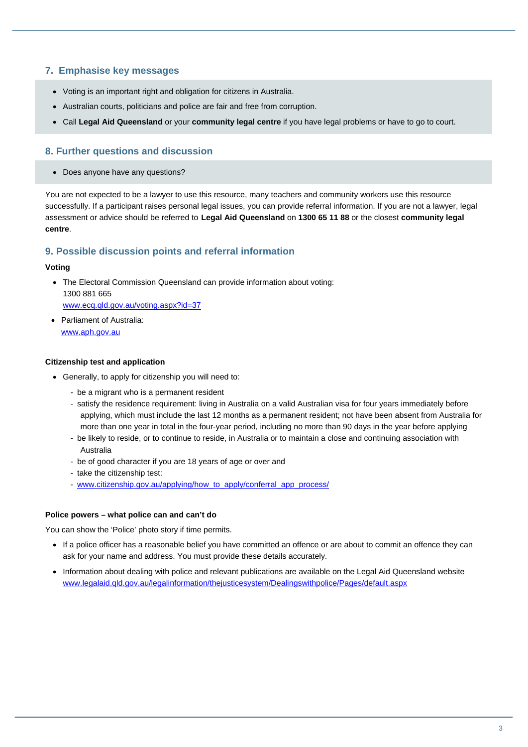## 7. Emphasise key messages

- Voting is an important right and obligation for citizens in Australia.
- Australian courts, politicians and police are fair and free from corruption.
- Call **Legal Aid Queensland** or your **community legal centre** if you have legal problems or have to go to court.

## 8. Further questions and discussion

- Does anyone have any questions?

You are not expected to be a lawyer to use this resource, many teachers and community workers use this resource successfully. If a participant raises personal legal issues, you can provide referral information. If you are not a lawyer, legal assessment or advice should be referred to **Legal Aid Queensland** on **1300 65 11 88** or the closest **community legal centre**.

## 9. Possible discussion points and referral information

**Voting**

- The Electoral Commission Queensland can provide information about voting:
  1300 881 665
  www.ecq.qld.gov.au/voting.aspx?id=37
- Parliament of Australia:
  www.aph.gov.au

**Citizenship test and application**

- Generally, to apply for citizenship you will need to:
  - be a migrant who is a permanent resident
  - satisfy the residence requirement: living in Australia on a valid Australian visa for four years immediately before applying, which must include the last 12 months as a permanent resident; not have been absent from Australia for more than one year in total in the four-year period, including no more than 90 days in the year before applying
  - be likely to reside, or to continue to reside, in Australia or to maintain a close and continuing association with Australia
  - be of good character if you are 18 years of age or over and
  - take the citizenship test:
  - www.citizenship.gov.au/applying/how_to_apply/conferral_app_process/

**Police powers – what police can and can't do**

You can show the 'Police' photo story if time permits.

- If a police officer has a reasonable belief you have committed an offence or are about to commit an offence they can ask for your name and address. You must provide these details accurately.
- Information about dealing with police and relevant publications are available on the Legal Aid Queensland website www.legalaid.qld.gov.au/legalinformation/thejusticesystem/Dealingswithpolice/Pages/default.aspx